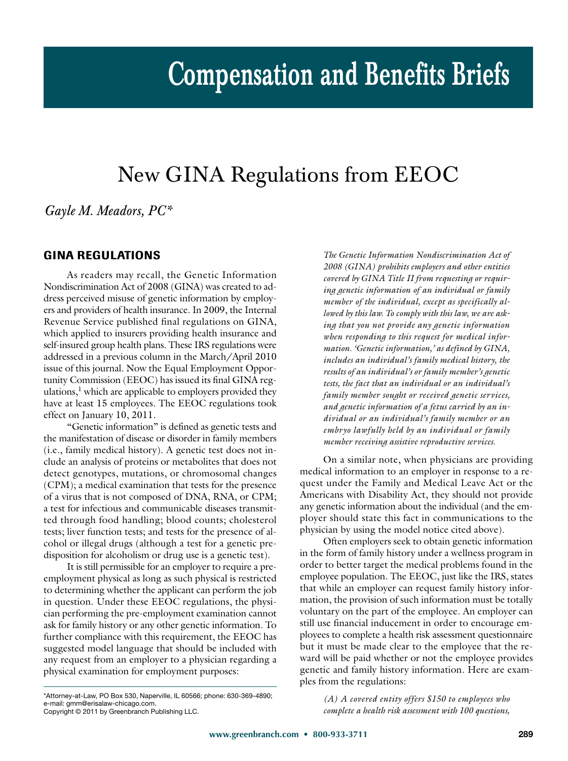# Compensation and Benefits Briefs

## New GINA Regulations from EEOC

*Gayle M. Meadors, PC**

### GINA REGULATIONS

As readers may recall, the Genetic Information Nondiscrimination Act of 2008 (GINA) was created to address perceived misuse of genetic information by employers and providers of health insurance. In 2009, the Internal Revenue Service published final regulations on GINA, which applied to insurers providing health insurance and self-insured group health plans. These IRS regulations were addressed in a previous column in the March/April 2010 issue of this journal. Now the Equal Employment Opportunity Commission (EEOC) has issued its final GINA regulations,[1] which are applicable to employers provided they have at least 15 employees. The EEOC regulations took effect on January 10, 2011.

"Genetic information" is defined as genetic tests and the manifestation of disease or disorder in family members (i.e., family medical history). A genetic test does not include an analysis of proteins or metabolites that does not detect genotypes, mutations, or chromosomal changes (CPM); a medical examination that tests for the presence of a virus that is not composed of DNA, RNA, or CPM; a test for infectious and communicable diseases transmitted through food handling; blood counts; cholesterol tests; liver function tests; and tests for the presence of alcohol or illegal drugs (although a test for a genetic predisposition for alcoholism or drug use is a genetic test).

It is still permissible for an employer to require a pre-employment physical as long as such physical is restricted to determining whether the applicant can perform the job in question. Under these EEOC regulations, the physician performing the pre-employment examination cannot ask for family history or any other genetic information. To further compliance with this requirement, the EEOC has suggested model language that should be included with any request from an employer to a physician regarding a physical examination for employment purposes:

> *The Genetic Information Nondiscrimination Act of 2008 (GINA) prohibits employers and other entities covered by GINA Title II from requesting or requiring genetic information of an individual or family member of the individual, except as specifically allowed by this law. To comply with this law, we are asking that you not provide any genetic information when responding to this request for medical information. 'Genetic information,' as defined by GINA, includes an individual's family medical history, the results of an individual's or family member's genetic tests, the fact that an individual or an individual's family member sought or received genetic services, and genetic information of a fetus carried by an individual or an individual's family member or an embryo lawfully held by an individual or family member receiving assistive reproductive services.*

On a similar note, when physicians are providing medical information to an employer in response to a request under the Family and Medical Leave Act or the Americans with Disability Act, they should not provide any genetic information about the individual (and the employer should state this fact in communications to the physician by using the model notice cited above).

Often employers seek to obtain genetic information in the form of family history under a wellness program in order to better target the medical problems found in the employee population. The EEOC, just like the IRS, states that while an employer can request family history information, the provision of such information must be totally voluntary on the part of the employee. An employer can still use financial inducement in order to encourage employees to complete a health risk assessment questionnaire but it must be made clear to the employee that the reward will be paid whether or not the employee provides genetic and family history information. Here are examples from the regulations:

> *(A) A covered entity offers $150 to employees who complete a health risk assessment with 100 questions,*

*Attorney-at-Law, PO Box 530, Naperville, IL 60566; phone: 630-369-4890; e-mail: gmm@erisalaw-chicago.com.
Copyright © 2011 by Greenbranch Publishing LLC.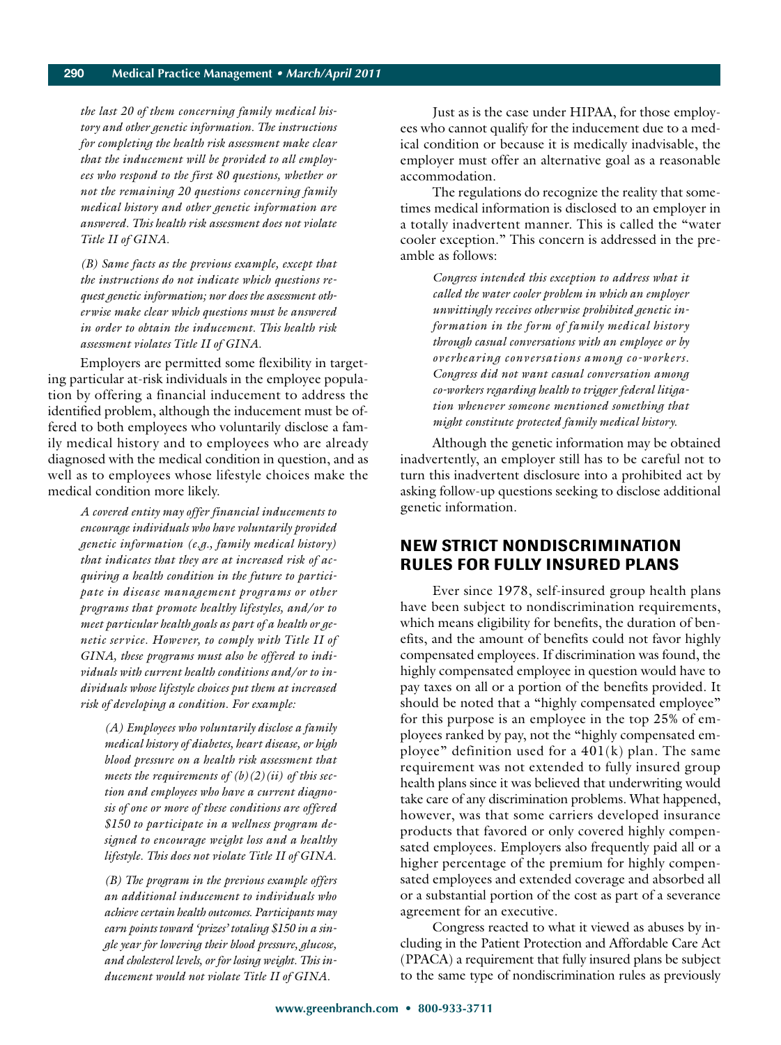*the last 20 of them concerning family medical history and other genetic information. The instructions for completing the health risk assessment make clear that the inducement will be provided to all employees who respond to the first 80 questions, whether or not the remaining 20 questions concerning family medical history and other genetic information are answered. This health risk assessment does not violate Title II of GINA.*

> *(B) Same facts as the previous example, except that the instructions do not indicate which questions request genetic information; nor does the assessment otherwise make clear which questions must be answered in order to obtain the inducement. This health risk assessment violates Title II of GINA.*

Employers are permitted some flexibility in targeting particular at-risk individuals in the employee population by offering a financial inducement to address the identified problem, although the inducement must be offered to both employees who voluntarily disclose a family medical history and to employees who are already diagnosed with the medical condition in question, and as well as to employees whose lifestyle choices make the medical condition more likely.

> *A covered entity may offer financial inducements to encourage individuals who have voluntarily provided genetic information (e.g., family medical history) that indicates that they are at increased risk of acquiring a health condition in the future to participate in disease management programs or other programs that promote healthy lifestyles, and/or to meet particular health goals as part of a health or genetic service. However, to comply with Title II of GINA, these programs must also be offered to individuals with current health conditions and/or to individuals whose lifestyle choices put them at increased risk of developing a condition. For example:*
>
> > *(A) Employees who voluntarily disclose a family medical history of diabetes, heart disease, or high blood pressure on a health risk assessment that meets the requirements of (b)(2)(ii) of this section and employees who have a current diagnosis of one or more of these conditions are offered $150 to participate in a wellness program designed to encourage weight loss and a healthy lifestyle. This does not violate Title II of GINA.*
> >
> > *(B) The program in the previous example offers an additional inducement to individuals who achieve certain health outcomes. Participants may earn points toward 'prizes' totaling $150 in a single year for lowering their blood pressure, glucose, and cholesterol levels, or for losing weight. This inducement would not violate Title II of GINA.*

Just as is the case under HIPAA, for those employees who cannot qualify for the inducement due to a medical condition or because it is medically inadvisable, the employer must offer an alternative goal as a reasonable accommodation.

The regulations do recognize the reality that sometimes medical information is disclosed to an employer in a totally inadvertent manner. This is called the "water cooler exception." This concern is addressed in the preamble as follows:

> *Congress intended this exception to address what it called the water cooler problem in which an employer unwittingly receives otherwise prohibited genetic information in the form of family medical history through casual conversations with an employee or by overhearing conversations among co-workers. Congress did not want casual conversation among co-workers regarding health to trigger federal litigation whenever someone mentioned something that might constitute protected family medical history.*

Although the genetic information may be obtained inadvertently, an employer still has to be careful not to turn this inadvertent disclosure into a prohibited act by asking follow-up questions seeking to disclose additional genetic information.

## NEW STRICT NONDISCRIMINATION RULES FOR FULLY INSURED PLANS

Ever since 1978, self-insured group health plans have been subject to nondiscrimination requirements, which means eligibility for benefits, the duration of benefits, and the amount of benefits could not favor highly compensated employees. If discrimination was found, the highly compensated employee in question would have to pay taxes on all or a portion of the benefits provided. It should be noted that a "highly compensated employee" for this purpose is an employee in the top 25% of employees ranked by pay, not the "highly compensated employee" definition used for a 401(k) plan. The same requirement was not extended to fully insured group health plans since it was believed that underwriting would take care of any discrimination problems. What happened, however, was that some carriers developed insurance products that favored or only covered highly compensated employees. Employers also frequently paid all or a higher percentage of the premium for highly compensated employees and extended coverage and absorbed all or a substantial portion of the cost as part of a severance agreement for an executive.

Congress reacted to what it viewed as abuses by including in the Patient Protection and Affordable Care Act (PPACA) a requirement that fully insured plans be subject to the same type of nondiscrimination rules as previously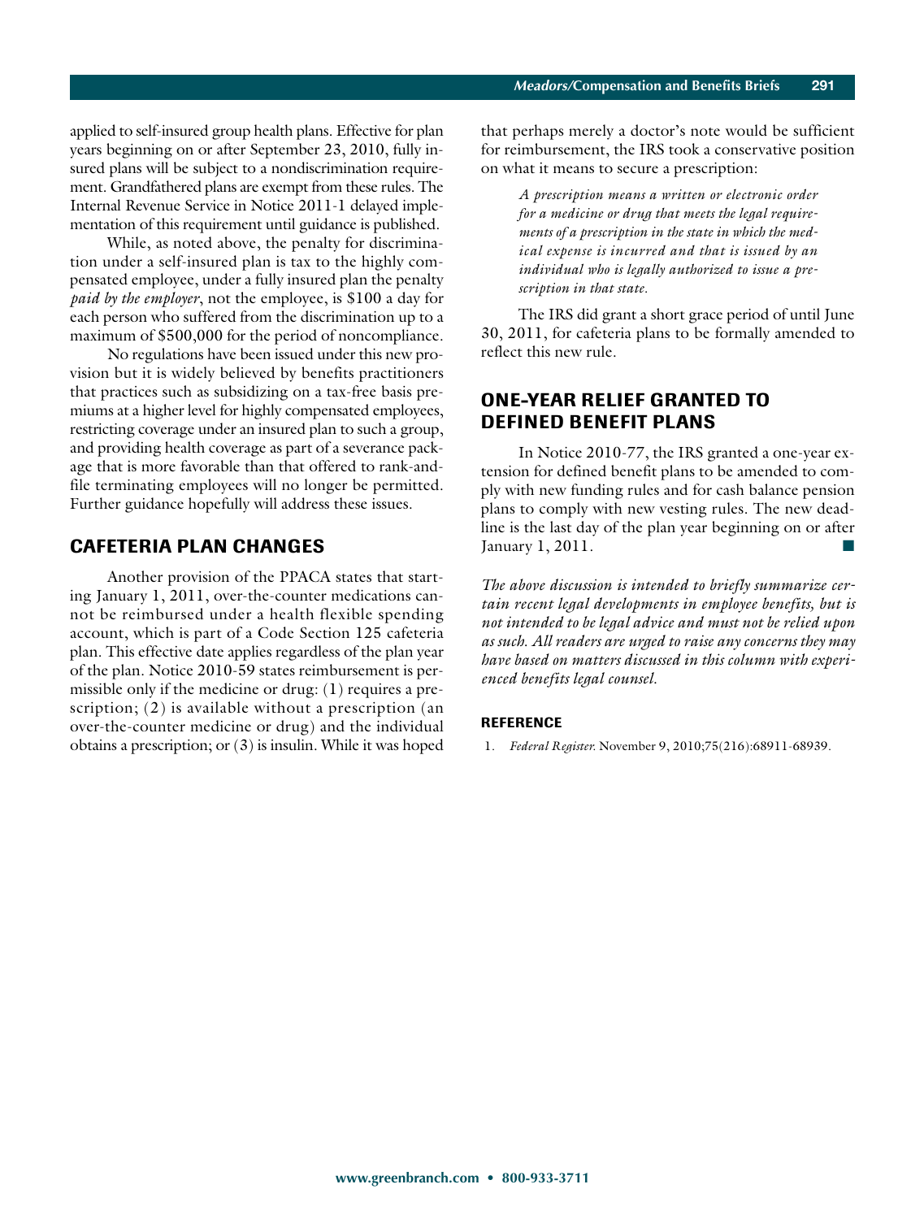applied to self-insured group health plans. Effective for plan years beginning on or after September 23, 2010, fully insured plans will be subject to a nondiscrimination requirement. Grandfathered plans are exempt from these rules. The Internal Revenue Service in Notice 2011-1 delayed implementation of this requirement until guidance is published.

While, as noted above, the penalty for discrimination under a self-insured plan is tax to the highly compensated employee, under a fully insured plan the penalty *paid by the employer*, not the employee, is $100 a day for each person who suffered from the discrimination up to a maximum of $500,000 for the period of noncompliance.

No regulations have been issued under this new provision but it is widely believed by benefits practitioners that practices such as subsidizing on a tax-free basis premiums at a higher level for highly compensated employees, restricting coverage under an insured plan to such a group, and providing health coverage as part of a severance package that is more favorable than that offered to rank-and-file terminating employees will no longer be permitted. Further guidance hopefully will address these issues.

## CAFETERIA PLAN CHANGES

Another provision of the PPACA states that starting January 1, 2011, over-the-counter medications cannot be reimbursed under a health flexible spending account, which is part of a Code Section 125 cafeteria plan. This effective date applies regardless of the plan year of the plan. Notice 2010-59 states reimbursement is permissible only if the medicine or drug: (1) requires a prescription; (2) is available without a prescription (an over-the-counter medicine or drug) and the individual obtains a prescription; or (3) is insulin. While it was hoped that perhaps merely a doctor's note would be sufficient for reimbursement, the IRS took a conservative position on what it means to secure a prescription:

> *A prescription means a written or electronic order for a medicine or drug that meets the legal requirements of a prescription in the state in which the medical expense is incurred and that is issued by an individual who is legally authorized to issue a prescription in that state.*

The IRS did grant a short grace period of until June 30, 2011, for cafeteria plans to be formally amended to reflect this new rule.

## ONE-YEAR RELIEF GRANTED TO DEFINED BENEFIT PLANS

In Notice 2010-77, the IRS granted a one-year extension for defined benefit plans to be amended to comply with new funding rules and for cash balance pension plans to comply with new vesting rules. The new deadline is the last day of the plan year beginning on or after January 1, 2011. ■

*The above discussion is intended to briefly summarize certain recent legal developments in employee benefits, but is not intended to be legal advice and must not be relied upon as such. All readers are urged to raise any concerns they may have based on matters discussed in this column with experienced benefits legal counsel.*

### REFERENCE

1. *Federal Register.* November 9, 2010;75(216):68911-68939.